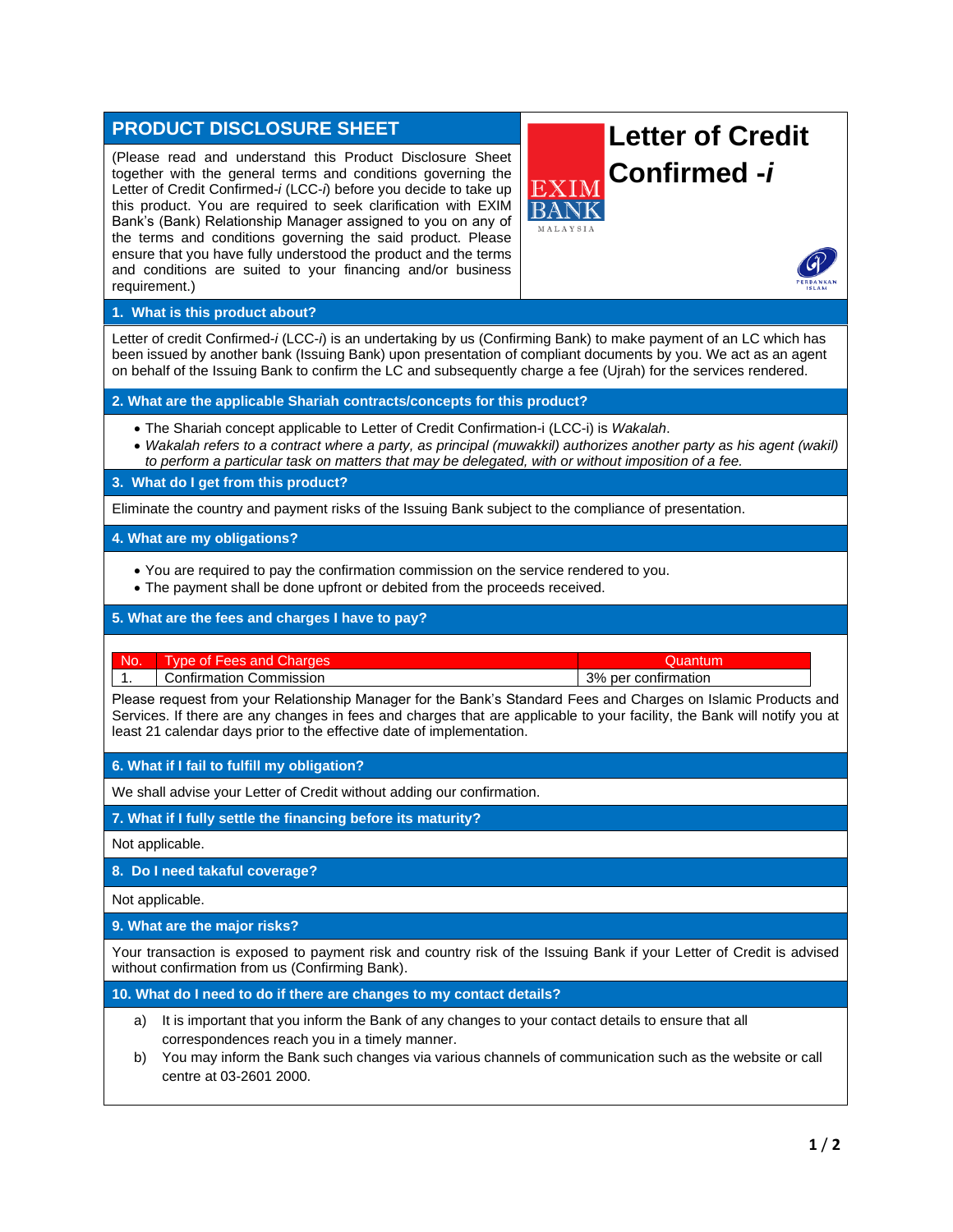# PRODUCT DISCLOSURE SHEET

# Letter of Credit Confirmed *-i*

EXIM BANK MALAYSIA

(Please read and understand this Product Disclosure Sheet together with the general terms and conditions governing the Letter of Credit Confirmed-*i* (LCC-*i*) before you decide to take up this product. You are required to seek clarification with EXIM Bank's (Bank) Relationship Manager assigned to you on any of the terms and conditions governing the said product. Please ensure that you have fully understood the product and the terms and conditions are suited to your financing and/or business requirement.)

PERBANKAN ISLAM

## 1. What is this product about?

Letter of credit Confirmed-*i* (LCC-*i*) is an undertaking by us (Confirming Bank) to make payment of an LC which has been issued by another bank (Issuing Bank) upon presentation of compliant documents by you. We act as an agent on behalf of the Issuing Bank to confirm the LC and subsequently charge a fee (Ujrah) for the services rendered.

## 2. What are the applicable Shariah contracts/concepts for this product?

- The Shariah concept applicable to Letter of Credit Confirmation-i (LCC-i) is *Wakalah*.
- *Wakalah refers to a contract where a party, as principal (muwakkil) authorizes another party as his agent (wakil) to perform a particular task on matters that may be delegated, with or without imposition of a fee.*

## 3. What do I get from this product?

Eliminate the country and payment risks of the Issuing Bank subject to the compliance of presentation.

## 4. What are my obligations?

- You are required to pay the confirmation commission on the service rendered to you.
- The payment shall be done upfront or debited from the proceeds received.

## 5. What are the fees and charges I have to pay?

| No. | Type of Fees and Charges | Quantum |
|---|---|---|
| 1. | Confirmation Commission | 3% per confirmation |

Please request from your Relationship Manager for the Bank's Standard Fees and Charges on Islamic Products and Services. If there are any changes in fees and charges that are applicable to your facility, the Bank will notify you at least 21 calendar days prior to the effective date of implementation.

## 6. What if I fail to fulfill my obligation?

We shall advise your Letter of Credit without adding our confirmation.

## 7. What if I fully settle the financing before its maturity?

Not applicable.

## 8. Do I need takaful coverage?

Not applicable.

## 9. What are the major risks?

Your transaction is exposed to payment risk and country risk of the Issuing Bank if your Letter of Credit is advised without confirmation from us (Confirming Bank).

## 10. What do I need to do if there are changes to my contact details?

a) It is important that you inform the Bank of any changes to your contact details to ensure that all correspondences reach you in a timely manner.

b) You may inform the Bank such changes via various channels of communication such as the website or call centre at 03-2601 2000.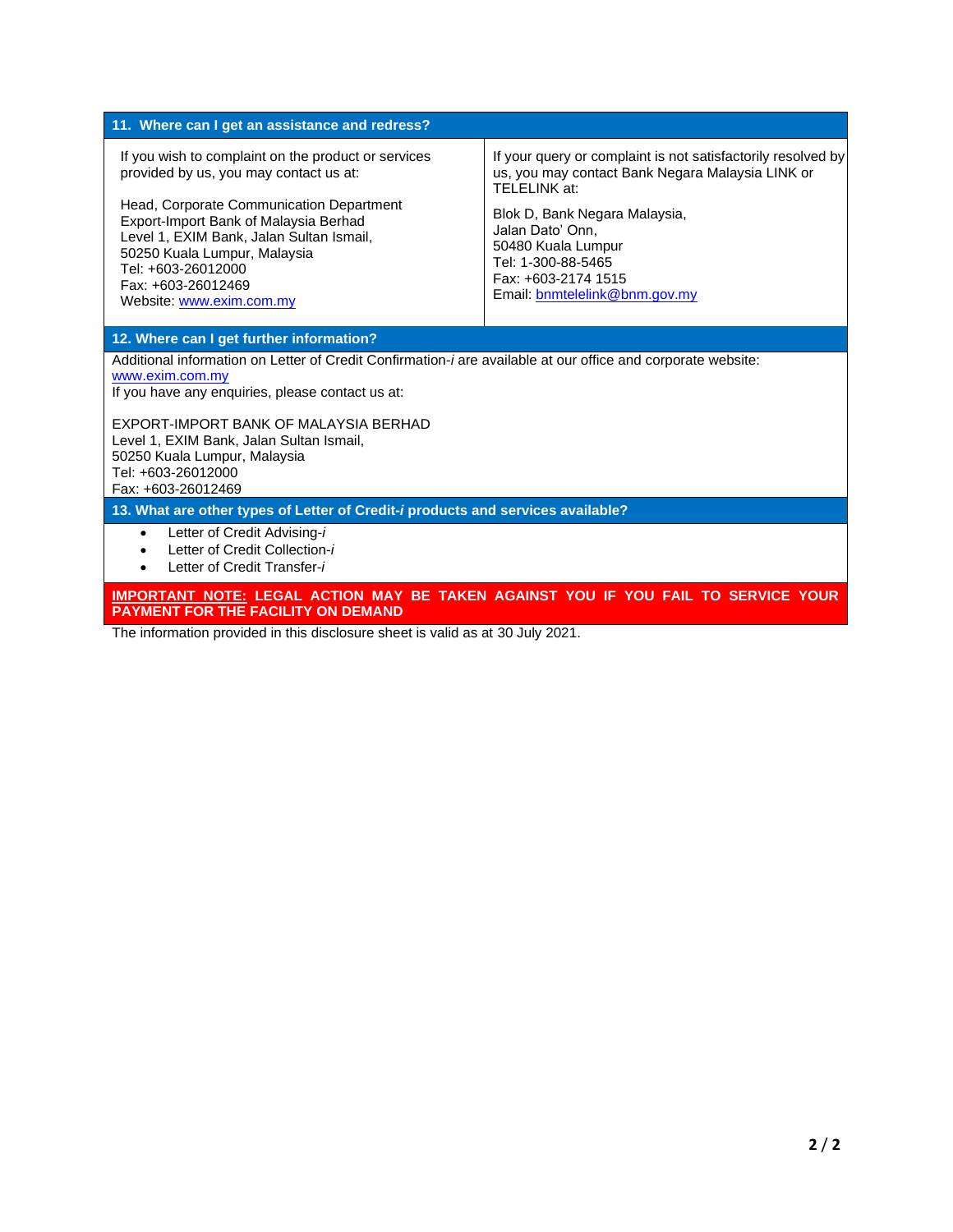## 11. Where can I get an assistance and redress?

| | |
|---|---|
| If you wish to complaint on the product or services provided by us, you may contact us at:<br><br>Head, Corporate Communication Department<br>Export-Import Bank of Malaysia Berhad<br>Level 1, EXIM Bank, Jalan Sultan Ismail,<br>50250 Kuala Lumpur, Malaysia<br>Tel: +603-26012000<br>Fax: +603-26012469<br>Website: www.exim.com.my | If your query or complaint is not satisfactorily resolved by us, you may contact Bank Negara Malaysia LINK or TELELINK at:<br><br>Blok D, Bank Negara Malaysia,<br>Jalan Dato' Onn,<br>50480 Kuala Lumpur<br>Tel: 1-300-88-5465<br>Fax: +603-2174 1515<br>Email: bnmtelelink@bnm.gov.my |

## 12. Where can I get further information?

Additional information on Letter of Credit Confirmation-*i* are available at our office and corporate website: www.exim.com.my

If you have any enquiries, please contact us at:

EXPORT-IMPORT BANK OF MALAYSIA BERHAD
Level 1, EXIM Bank, Jalan Sultan Ismail,
50250 Kuala Lumpur, Malaysia
Tel: +603-26012000
Fax: +603-26012469

## 13. What are other types of Letter of Credit-*i* products and services available?

- Letter of Credit Advising-*i*
- Letter of Credit Collection-*i*
- Letter of Credit Transfer-*i*

**IMPORTANT NOTE: LEGAL ACTION MAY BE TAKEN AGAINST YOU IF YOU FAIL TO SERVICE YOUR PAYMENT FOR THE FACILITY ON DEMAND**

The information provided in this disclosure sheet is valid as at 30 July 2021.